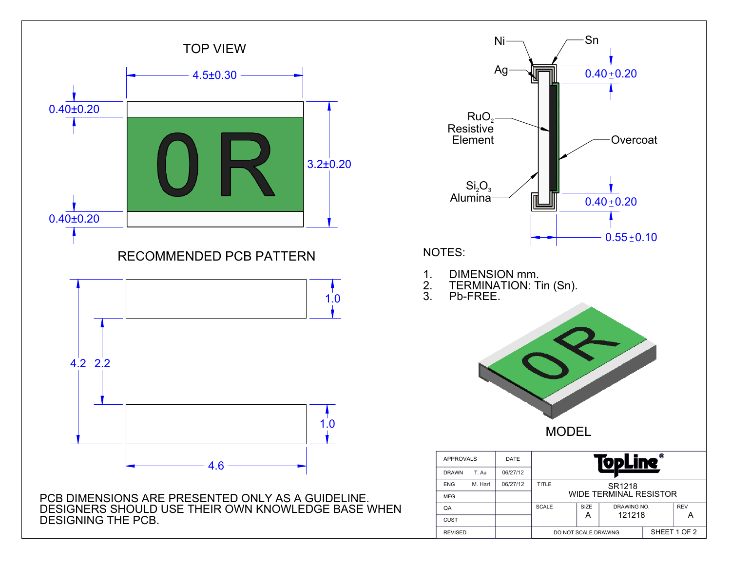## TOP VIEW

4.5±0.30

0.40±0.20

3.2±0.20

0.40±0.20

0R

## RECOMMENDED PCB PATTERN

1.0

4.2 2.2

1.0

4.6

PCB DIMENSIONS ARE PRESENTED ONLY AS A GUIDELINE. DESIGNERS SHOULD USE THEIR OWN KNOWLEDGE BASE WHEN DESIGNING THE PCB.

Ni

Sn

Ag

0.40±0.20

$RuO_2$ Resistive Element

Overcoat

$Si_2O_3$ Alumina

0.40±0.20

0.55±0.10

NOTES:

1. DIMENSION mm.
2. TERMINATION: Tin (Sn).
3. Pb-FREE.

MODEL

| APPROVALS | | DATE | TopLine® | | | |
|---|---|---|---|---|---|---|
| DRAWN | T. Au | 06/27/12 | | | | |
| ENG | M. Hart | 06/27/12 | TITLE SR1218 WIDE TERMINAL RESISTOR | | | |
| MFG | | | | | | |
| QA | | | SCALE | SIZE A | DRAWING NO. 121218 | REV A |
| CUST | | | | | | |
| REVISED | | | DO NOT SCALE DRAWING | | SHEET 1 OF 2 | |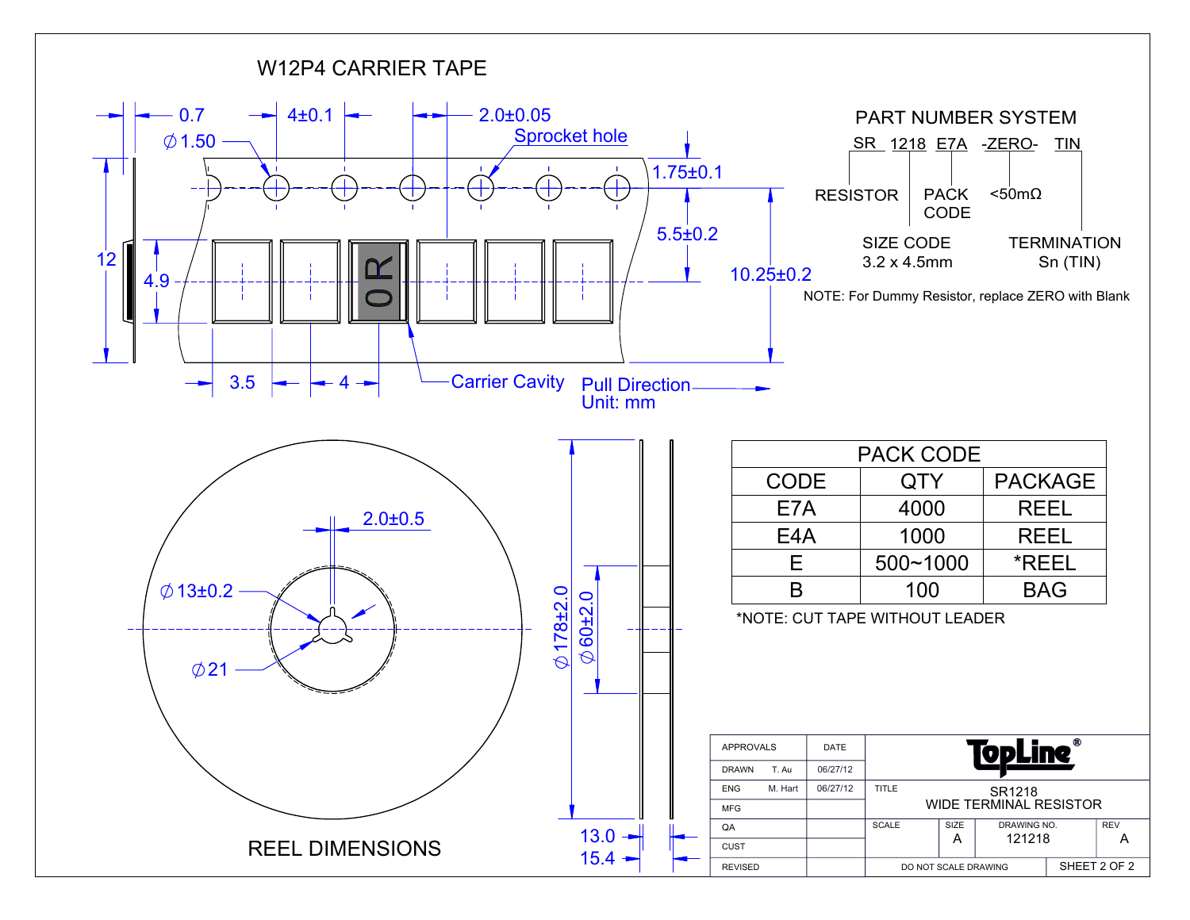## W12P4 CARRIER TAPE

0.7
4±0.1
2.0±0.05
⌀1.50
Sprocket hole
1.75±0.1
5.5±0.2
10.25±0.2
12
4.9
0R
3.5
4
Carrier Cavity
Pull Direction
Unit: mm

## PART NUMBER SYSTEM

SR 1218 E7A -ZERO- TIN

RESISTOR

PACK CODE

<50mΩ

SIZE CODE 3.2 x 4.5mm

TERMINATION Sn (TIN)

NOTE: For Dummy Resistor, replace ZERO with Blank

## REEL DIMENSIONS

2.0±0.5
⌀13±0.2
⌀21
⌀178±2.0
⌀60±2.0
13.0
15.4

| PACK CODE | | |
|---|---|---|
| CODE | QTY | PACKAGE |
| E7A | 4000 | REEL |
| E4A | 1000 | REEL |
| E | 500~1000 | *REEL |
| B | 100 | BAG |

*NOTE: CUT TAPE WITHOUT LEADER

| APPROVALS | | DATE |
|---|---|---|
| DRAWN | T. Au | 06/27/12 |
| ENG | M. Hart | 06/27/12 |
| MFG | | |
| QA | | |
| CUST | | |
| REVISED | | |

TopLine®

TITLE: SR1218 WIDE TERMINAL RESISTOR

| SCALE | SIZE | DRAWING NO. | REV |
|---|---|---|---|
| | A | 121218 | A |

DO NOT SCALE DRAWING